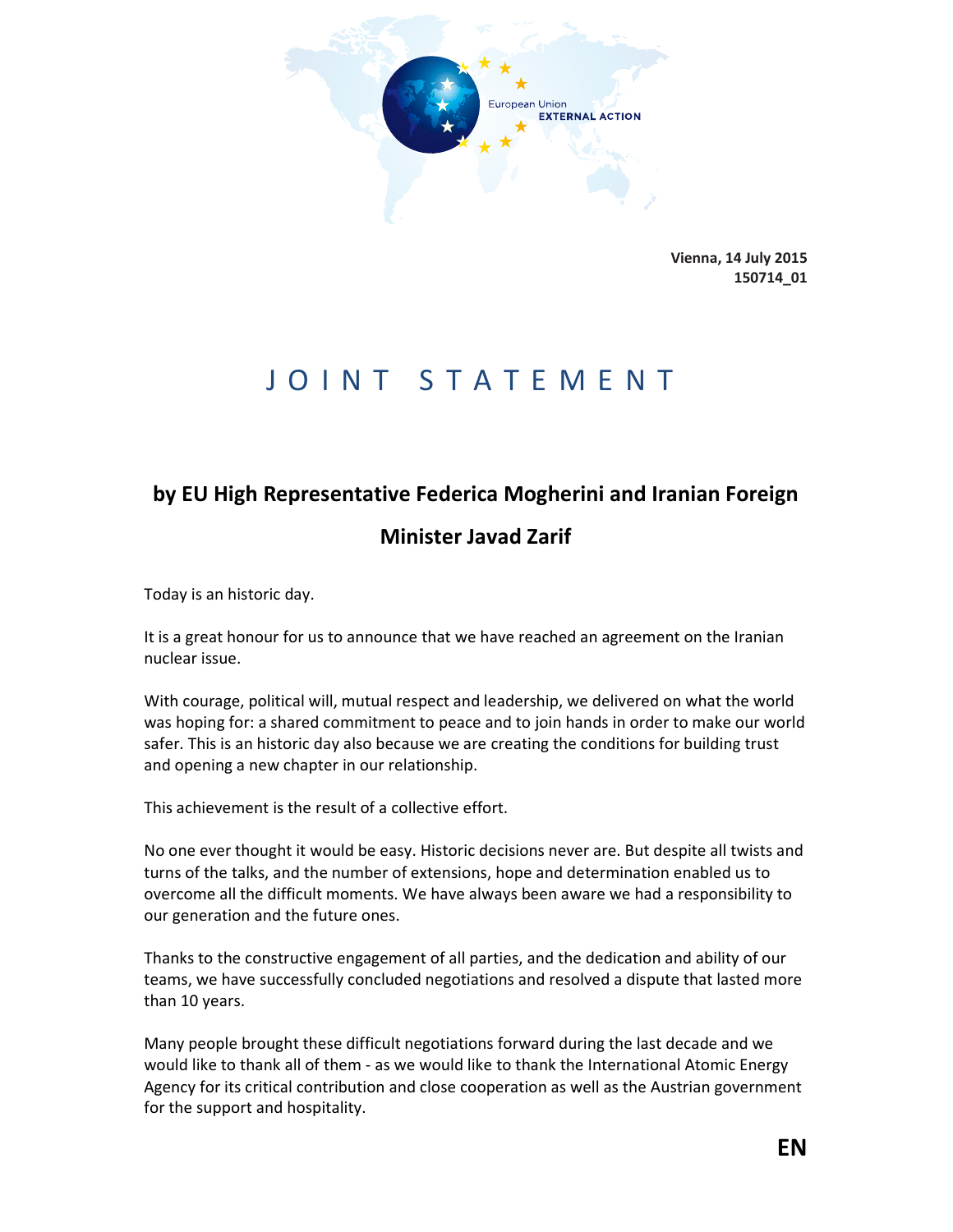European Union
EXTERNAL ACTION

**Vienna, 14 July 2015**
**150714_01**

# JOINT STATEMENT

## by EU High Representative Federica Mogherini and Iranian Foreign Minister Javad Zarif

Today is an historic day.

It is a great honour for us to announce that we have reached an agreement on the Iranian nuclear issue.

With courage, political will, mutual respect and leadership, we delivered on what the world was hoping for: a shared commitment to peace and to join hands in order to make our world safer. This is an historic day also because we are creating the conditions for building trust and opening a new chapter in our relationship.

This achievement is the result of a collective effort.

No one ever thought it would be easy. Historic decisions never are. But despite all twists and turns of the talks, and the number of extensions, hope and determination enabled us to overcome all the difficult moments. We have always been aware we had a responsibility to our generation and the future ones.

Thanks to the constructive engagement of all parties, and the dedication and ability of our teams, we have successfully concluded negotiations and resolved a dispute that lasted more than 10 years.

Many people brought these difficult negotiations forward during the last decade and we would like to thank all of them - as we would like to thank the International Atomic Energy Agency for its critical contribution and close cooperation as well as the Austrian government for the support and hospitality.

**EN**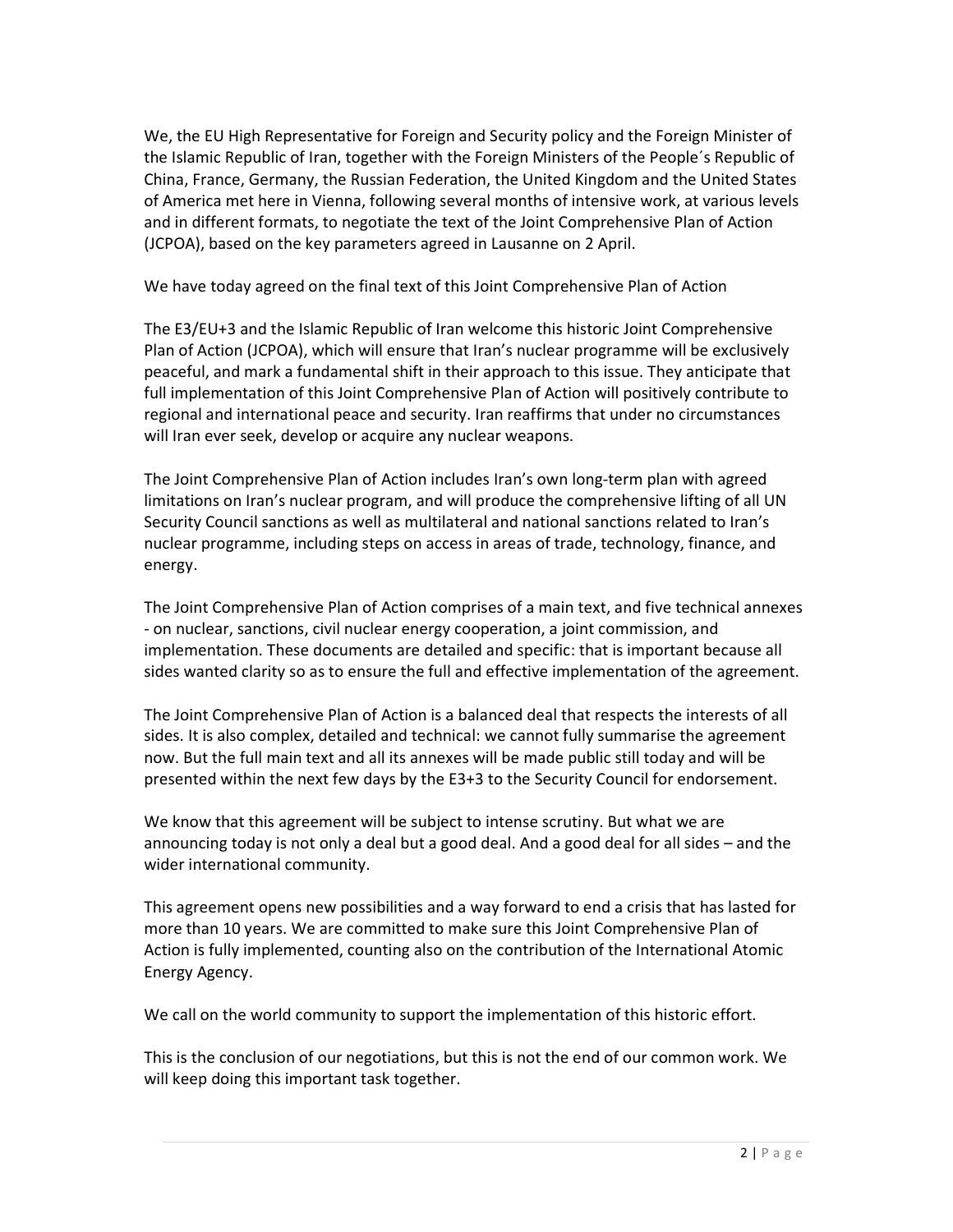We, the EU High Representative for Foreign and Security policy and the Foreign Minister of the Islamic Republic of Iran, together with the Foreign Ministers of the People´s Republic of China, France, Germany, the Russian Federation, the United Kingdom and the United States of America met here in Vienna, following several months of intensive work, at various levels and in different formats, to negotiate the text of the Joint Comprehensive Plan of Action (JCPOA), based on the key parameters agreed in Lausanne on 2 April.

We have today agreed on the final text of this Joint Comprehensive Plan of Action

The E3/EU+3 and the Islamic Republic of Iran welcome this historic Joint Comprehensive Plan of Action (JCPOA), which will ensure that Iran's nuclear programme will be exclusively peaceful, and mark a fundamental shift in their approach to this issue. They anticipate that full implementation of this Joint Comprehensive Plan of Action will positively contribute to regional and international peace and security. Iran reaffirms that under no circumstances will Iran ever seek, develop or acquire any nuclear weapons.

The Joint Comprehensive Plan of Action includes Iran's own long-term plan with agreed limitations on Iran's nuclear program, and will produce the comprehensive lifting of all UN Security Council sanctions as well as multilateral and national sanctions related to Iran's nuclear programme, including steps on access in areas of trade, technology, finance, and energy.

The Joint Comprehensive Plan of Action comprises of a main text, and five technical annexes - on nuclear, sanctions, civil nuclear energy cooperation, a joint commission, and implementation. These documents are detailed and specific: that is important because all sides wanted clarity so as to ensure the full and effective implementation of the agreement.

The Joint Comprehensive Plan of Action is a balanced deal that respects the interests of all sides. It is also complex, detailed and technical: we cannot fully summarise the agreement now. But the full main text and all its annexes will be made public still today and will be presented within the next few days by the E3+3 to the Security Council for endorsement.

We know that this agreement will be subject to intense scrutiny. But what we are announcing today is not only a deal but a good deal. And a good deal for all sides – and the wider international community.

This agreement opens new possibilities and a way forward to end a crisis that has lasted for more than 10 years. We are committed to make sure this Joint Comprehensive Plan of Action is fully implemented, counting also on the contribution of the International Atomic Energy Agency.

We call on the world community to support the implementation of this historic effort.

This is the conclusion of our negotiations, but this is not the end of our common work. We will keep doing this important task together.